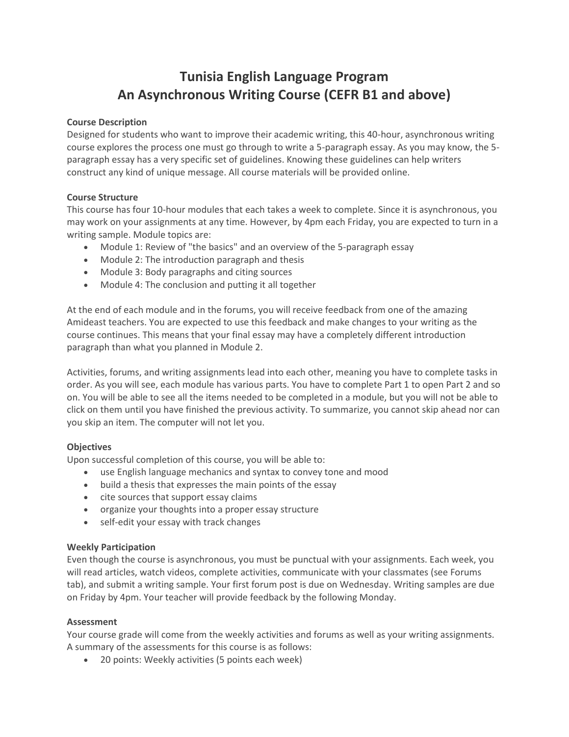# Tunisia English Language Program
# An Asynchronous Writing Course (CEFR B1 and above)

**Course Description**

Designed for students who want to improve their academic writing, this 40-hour, asynchronous writing course explores the process one must go through to write a 5-paragraph essay. As you may know, the 5-paragraph essay has a very specific set of guidelines. Knowing these guidelines can help writers construct any kind of unique message. All course materials will be provided online.

**Course Structure**

This course has four 10-hour modules that each takes a week to complete. Since it is asynchronous, you may work on your assignments at any time. However, by 4pm each Friday, you are expected to turn in a writing sample. Module topics are:

- Module 1: Review of "the basics" and an overview of the 5-paragraph essay
- Module 2: The introduction paragraph and thesis
- Module 3: Body paragraphs and citing sources
- Module 4: The conclusion and putting it all together

At the end of each module and in the forums, you will receive feedback from one of the amazing Amideast teachers. You are expected to use this feedback and make changes to your writing as the course continues. This means that your final essay may have a completely different introduction paragraph than what you planned in Module 2.

Activities, forums, and writing assignments lead into each other, meaning you have to complete tasks in order. As you will see, each module has various parts. You have to complete Part 1 to open Part 2 and so on. You will be able to see all the items needed to be completed in a module, but you will not be able to click on them until you have finished the previous activity. To summarize, you cannot skip ahead nor can you skip an item. The computer will not let you.

**Objectives**

Upon successful completion of this course, you will be able to:

- use English language mechanics and syntax to convey tone and mood
- build a thesis that expresses the main points of the essay
- cite sources that support essay claims
- organize your thoughts into a proper essay structure
- self-edit your essay with track changes

**Weekly Participation**

Even though the course is asynchronous, you must be punctual with your assignments. Each week, you will read articles, watch videos, complete activities, communicate with your classmates (see Forums tab), and submit a writing sample. Your first forum post is due on Wednesday. Writing samples are due on Friday by 4pm. Your teacher will provide feedback by the following Monday.

**Assessment**

Your course grade will come from the weekly activities and forums as well as your writing assignments. A summary of the assessments for this course is as follows:

- 20 points: Weekly activities (5 points each week)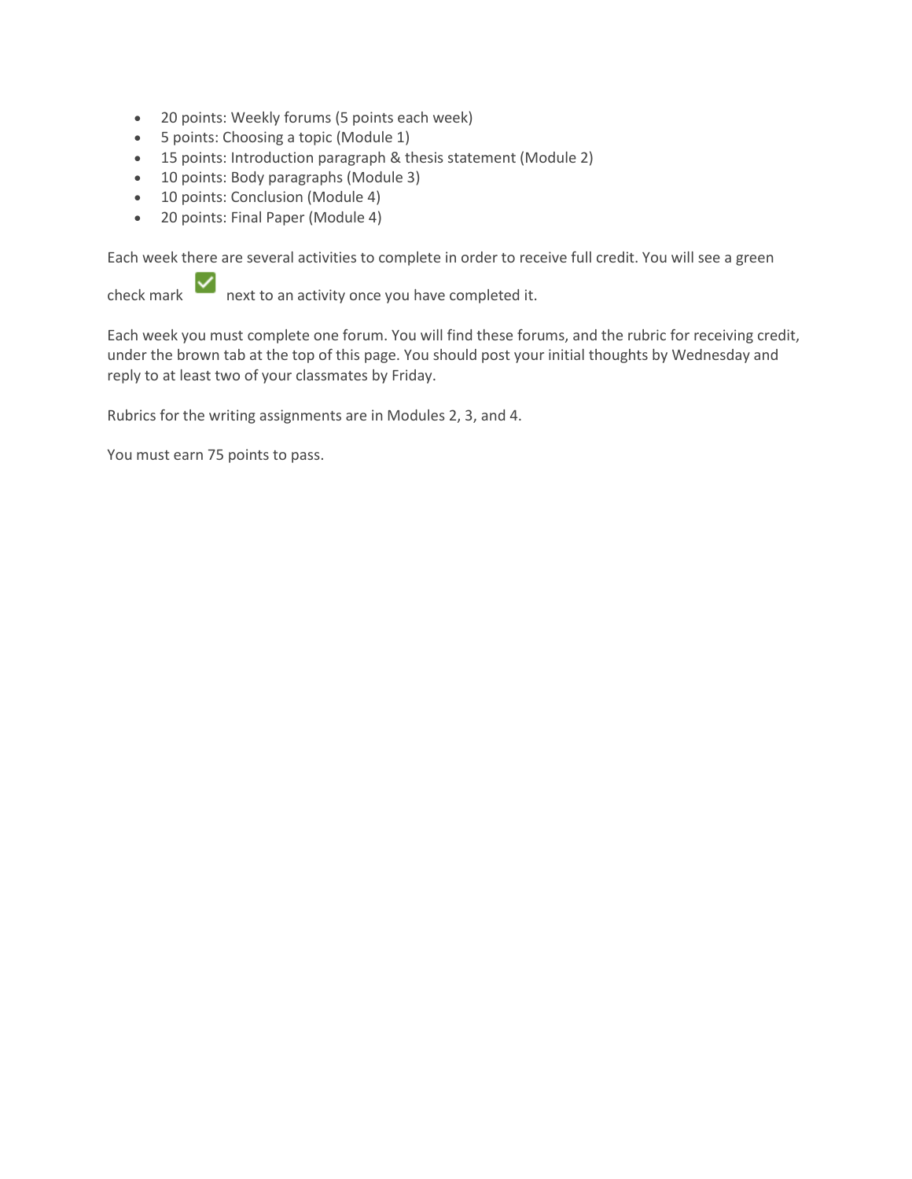- 20 points: Weekly forums (5 points each week)
- 5 points: Choosing a topic (Module 1)
- 15 points: Introduction paragraph & thesis statement (Module 2)
- 10 points: Body paragraphs (Module 3)
- 10 points: Conclusion (Module 4)
- 20 points: Final Paper (Module 4)

Each week there are several activities to complete in order to receive full credit. You will see a green check mark ✅ next to an activity once you have completed it.

Each week you must complete one forum. You will find these forums, and the rubric for receiving credit, under the brown tab at the top of this page. You should post your initial thoughts by Wednesday and reply to at least two of your classmates by Friday.

Rubrics for the writing assignments are in Modules 2, 3, and 4.

You must earn 75 points to pass.